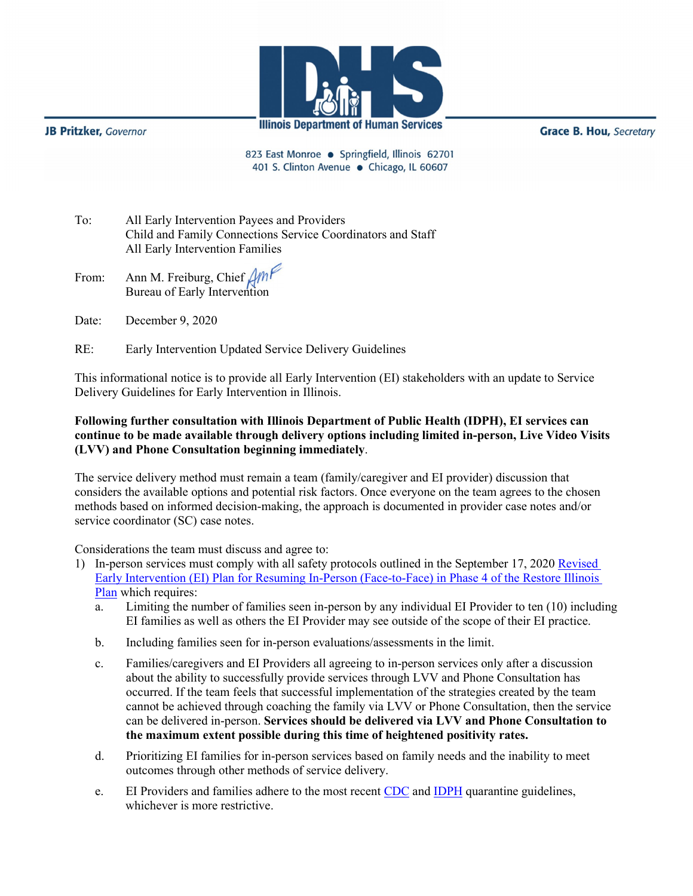JB Pritzker, *Governor*

**Illinois Department of Human Services**

Grace B. Hou, *Secretary*

823 East Monroe ● Springfield, Illinois 62701
401 S. Clinton Avenue ● Chicago, IL 60607

To: All Early Intervention Payees and Providers
Child and Family Connections Service Coordinators and Staff
All Early Intervention Families

From: Ann M. Freiburg, Chief
Bureau of Early Intervention

Date: December 9, 2020

RE: Early Intervention Updated Service Delivery Guidelines

This informational notice is to provide all Early Intervention (EI) stakeholders with an update to Service Delivery Guidelines for Early Intervention in Illinois.

**Following further consultation with Illinois Department of Public Health (IDPH), EI services can continue to be made available through delivery options including limited in-person, Live Video Visits (LVV) and Phone Consultation beginning immediately**.

The service delivery method must remain a team (family/caregiver and EI provider) discussion that considers the available options and potential risk factors. Once everyone on the team agrees to the chosen methods based on informed decision-making, the approach is documented in provider case notes and/or service coordinator (SC) case notes.

Considerations the team must discuss and agree to:

1) In-person services must comply with all safety protocols outlined in the September 17, 2020 Revised Early Intervention (EI) Plan for Resuming In-Person (Face-to-Face) in Phase 4 of the Restore Illinois Plan which requires:
   a. Limiting the number of families seen in-person by any individual EI Provider to ten (10) including EI families as well as others the EI Provider may see outside of the scope of their EI practice.
   b. Including families seen for in-person evaluations/assessments in the limit.
   c. Families/caregivers and EI Providers all agreeing to in-person services only after a discussion about the ability to successfully provide services through LVV and Phone Consultation has occurred. If the team feels that successful implementation of the strategies created by the team cannot be achieved through coaching the family via LVV or Phone Consultation, then the service can be delivered in-person. **Services should be delivered via LVV and Phone Consultation to the maximum extent possible during this time of heightened positivity rates.**
   d. Prioritizing EI families for in-person services based on family needs and the inability to meet outcomes through other methods of service delivery.
   e. EI Providers and families adhere to the most recent CDC and IDPH quarantine guidelines, whichever is more restrictive.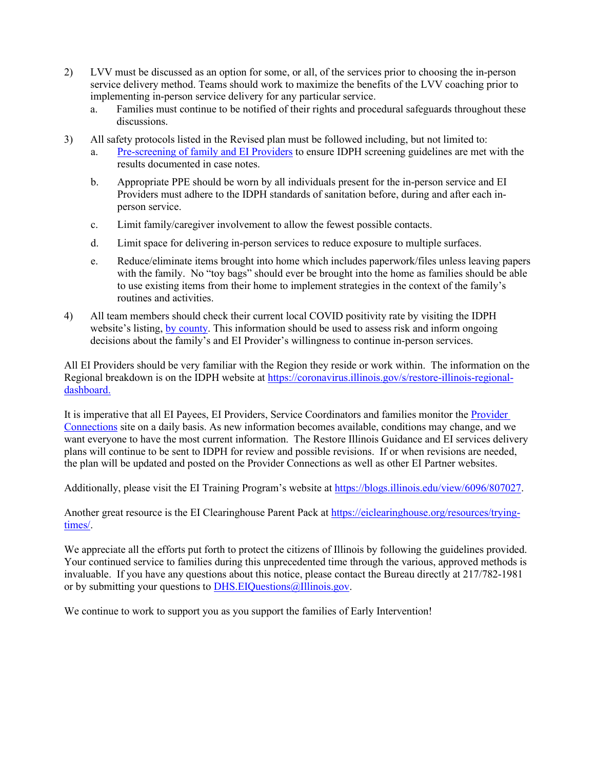2) LVV must be discussed as an option for some, or all, of the services prior to choosing the in-person service delivery method. Teams should work to maximize the benefits of the LVV coaching prior to implementing in-person service delivery for any particular service.
   a. Families must continue to be notified of their rights and procedural safeguards throughout these discussions.

3) All safety protocols listed in the Revised plan must be followed including, but not limited to:
   a. [Pre-screening of family and EI Providers]() to ensure IDPH screening guidelines are met with the results documented in case notes.
   b. Appropriate PPE should be worn by all individuals present for the in-person service and EI Providers must adhere to the IDPH standards of sanitation before, during and after each in-person service.
   c. Limit family/caregiver involvement to allow the fewest possible contacts.
   d. Limit space for delivering in-person services to reduce exposure to multiple surfaces.
   e. Reduce/eliminate items brought into home which includes paperwork/files unless leaving papers with the family. No "toy bags" should ever be brought into the home as families should be able to use existing items from their home to implement strategies in the context of the family's routines and activities.

4) All team members should check their current local COVID positivity rate by visiting the IDPH website's listing, [by county](). This information should be used to assess risk and inform ongoing decisions about the family's and EI Provider's willingness to continue in-person services.

All EI Providers should be very familiar with the Region they reside or work within. The information on the Regional breakdown is on the IDPH website at https://coronavirus.illinois.gov/s/restore-illinois-regional-dashboard.

It is imperative that all EI Payees, EI Providers, Service Coordinators and families monitor the [Provider Connections]() site on a daily basis. As new information becomes available, conditions may change, and we want everyone to have the most current information. The Restore Illinois Guidance and EI services delivery plans will continue to be sent to IDPH for review and possible revisions. If or when revisions are needed, the plan will be updated and posted on the Provider Connections as well as other EI Partner websites.

Additionally, please visit the EI Training Program's website at https://blogs.illinois.edu/view/6096/807027.

Another great resource is the EI Clearinghouse Parent Pack at https://eiclearinghouse.org/resources/trying-times/.

We appreciate all the efforts put forth to protect the citizens of Illinois by following the guidelines provided. Your continued service to families during this unprecedented time through the various, approved methods is invaluable. If you have any questions about this notice, please contact the Bureau directly at 217/782-1981 or by submitting your questions to DHS.EIQuestions@Illinois.gov.

We continue to work to support you as you support the families of Early Intervention!